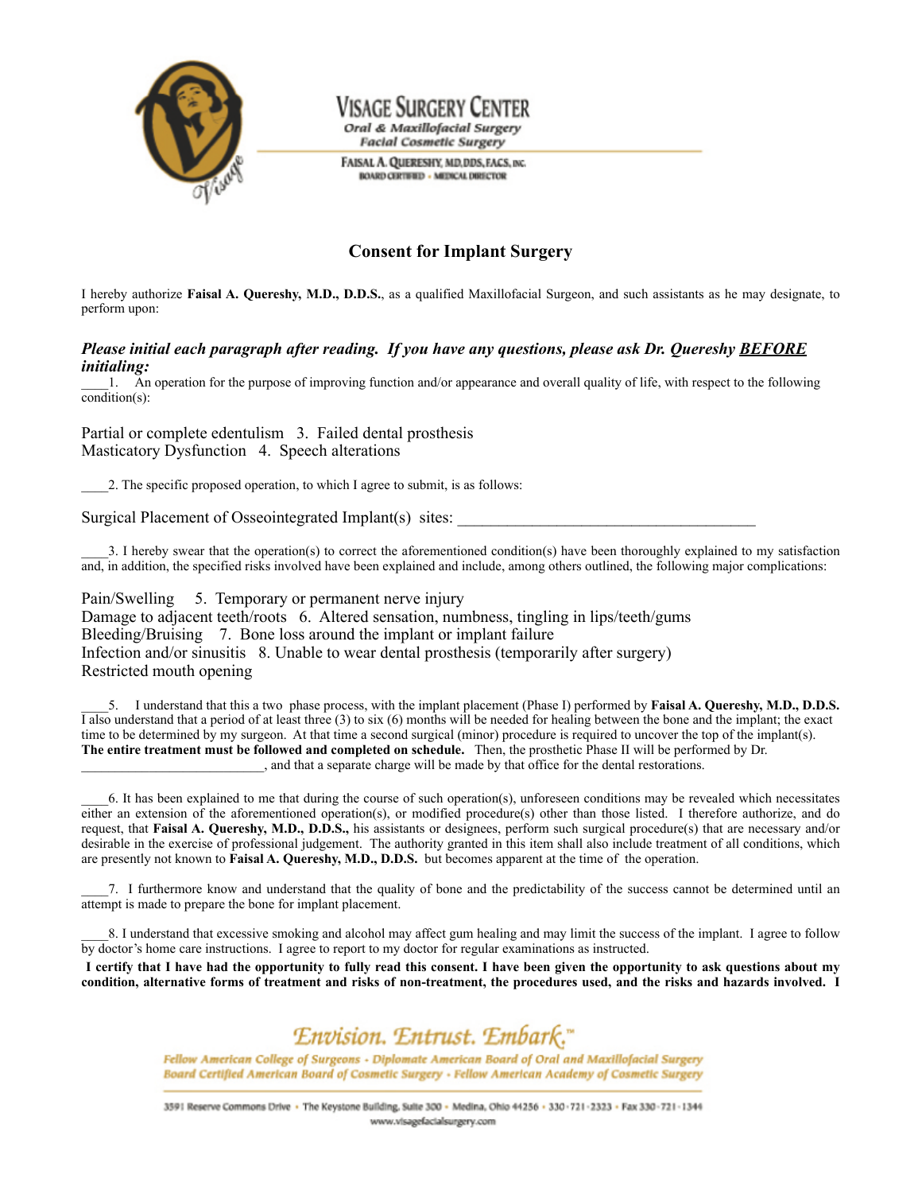# VISAGE SURGERY CENTER

**Oral & Maxillofacial Surgery**
**Facial Cosmetic Surgery**

FAISAL A. QUERESHY, MD, DDS, FACS, INC.
BOARD CERTIFIED • MEDICAL DIRECTOR

## Consent for Implant Surgery

I hereby authorize **Faisal A. Quereshy, M.D., D.D.S.**, as a qualified Maxillofacial Surgeon, and such assistants as he may designate, to perform upon:

***Please initial each paragraph after reading. If you have any questions, please ask Dr. Quereshy BEFORE initialing:***

____1. An operation for the purpose of improving function and/or appearance and overall quality of life, with respect to the following condition(s):

Partial or complete edentulism 3. Failed dental prosthesis
Masticatory Dysfunction 4. Speech alterations

____2. The specific proposed operation, to which I agree to submit, is as follows:

Surgical Placement of Osseointegrated Implant(s) sites: ______________________________________

____3. I hereby swear that the operation(s) to correct the aforementioned condition(s) have been thoroughly explained to my satisfaction and, in addition, the specified risks involved have been explained and include, among others outlined, the following major complications:

Pain/Swelling 5. Temporary or permanent nerve injury
Damage to adjacent teeth/roots 6. Altered sensation, numbness, tingling in lips/teeth/gums
Bleeding/Bruising 7. Bone loss around the implant or implant failure
Infection and/or sinusitis 8. Unable to wear dental prosthesis (temporarily after surgery)
Restricted mouth opening

____5. I understand that this a two phase process, with the implant placement (Phase I) performed by **Faisal A. Quereshy, M.D., D.D.S.** I also understand that a period of at least three (3) to six (6) months will be needed for healing between the bone and the implant; the exact time to be determined by my surgeon. At that time a second surgical (minor) procedure is required to uncover the top of the implant(s). **The entire treatment must be followed and completed on schedule.** Then, the prosthetic Phase II will be performed by Dr. ___________________________, and that a separate charge will be made by that office for the dental restorations.

____6. It has been explained to me that during the course of such operation(s), unforeseen conditions may be revealed which necessitates either an extension of the aforementioned operation(s), or modified procedure(s) other than those listed. I therefore authorize, and do request, that **Faisal A. Quereshy, M.D., D.D.S.,** his assistants or designees, perform such surgical procedure(s) that are necessary and/or desirable in the exercise of professional judgement. The authority granted in this item shall also include treatment of all conditions, which are presently not known to **Faisal A. Quereshy, M.D., D.D.S.** but becomes apparent at the time of the operation.

____7. I furthermore know and understand that the quality of bone and the predictability of the success cannot be determined until an attempt is made to prepare the bone for implant placement.

____8. I understand that excessive smoking and alcohol may affect gum healing and may limit the success of the implant. I agree to follow by doctor's home care instructions. I agree to report to my doctor for regular examinations as instructed.

**I certify that I have had the opportunity to fully read this consent. I have been given the opportunity to ask questions about my condition, alternative forms of treatment and risks of non-treatment, the procedures used, and the risks and hazards involved. I**

*Envision. Entrust. Embark.*™

*Fellow American College of Surgeons • Diplomate American Board of Oral and Maxillofacial Surgery*
*Board Certified American Board of Cosmetic Surgery • Fellow American Academy of Cosmetic Surgery*

3591 Reserve Commons Drive • The Keystone Building, Suite 300 • Medina, Ohio 44256 • 330-721-2323 • Fax 330-721-1344
www.visagefacialsurgery.com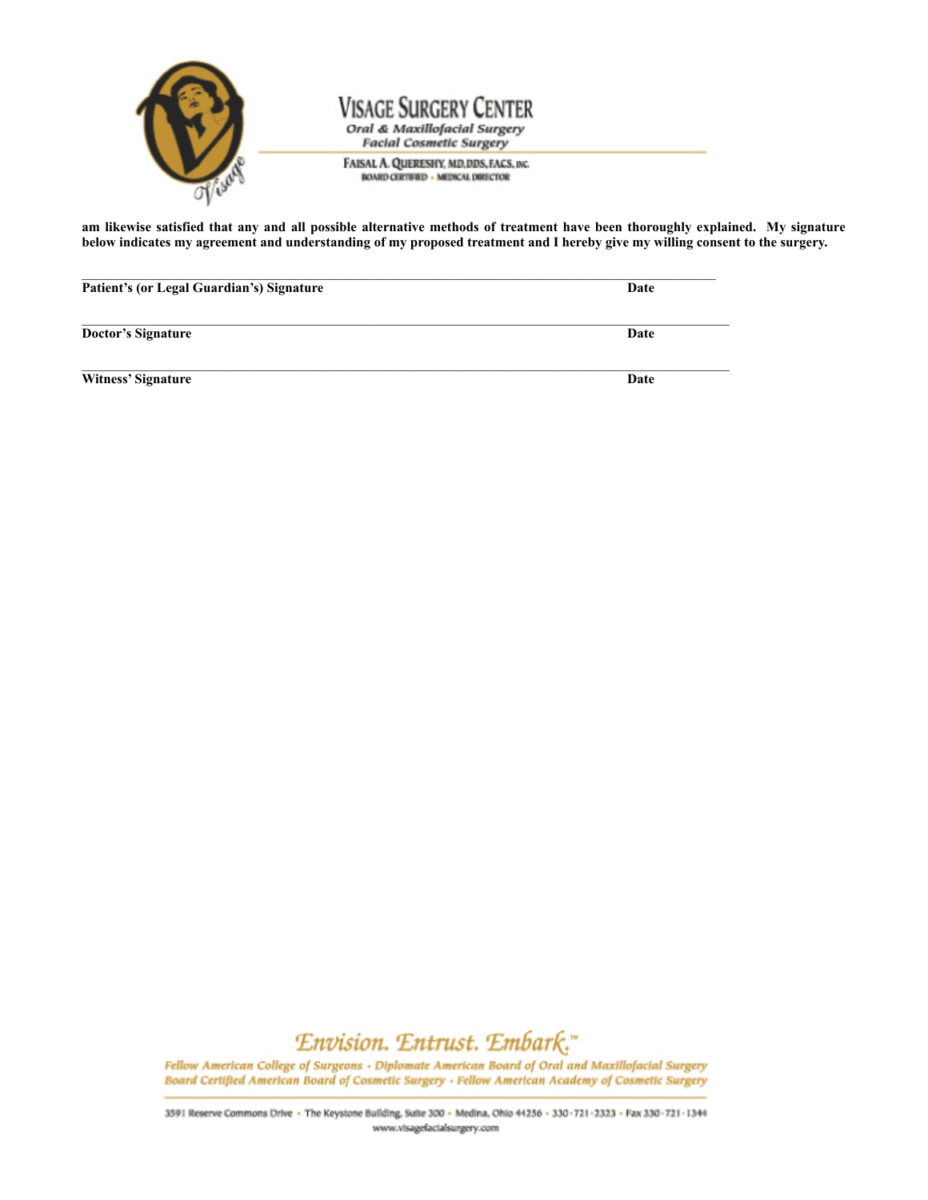**am likewise satisfied that any and all possible alternative methods of treatment have been thoroughly explained. My signature below indicates my agreement and understanding of my proposed treatment and I hereby give my willing consent to the surgery.**

\_\_\_\_\_\_\_\_\_\_\_\_\_\_\_\_\_\_\_\_\_\_\_\_\_\_\_\_\_\_\_\_\_\_\_\_\_\_\_\_\_\_\_\_\_\_\_\_\_\_\_\_\_\_\_\_\_\_\_\_\_\_\_\_\_\_\_\_\_\_\_\_
**Patient's (or Legal Guardian's) Signature** **Date**

\_\_\_\_\_\_\_\_\_\_\_\_\_\_\_\_\_\_\_\_\_\_\_\_\_\_\_\_\_\_\_\_\_\_\_\_\_\_\_\_\_\_\_\_\_\_\_\_\_\_\_\_\_\_\_\_\_\_\_\_\_\_\_\_\_\_\_\_\_\_\_\_
**Doctor's Signature** **Date**

\_\_\_\_\_\_\_\_\_\_\_\_\_\_\_\_\_\_\_\_\_\_\_\_\_\_\_\_\_\_\_\_\_\_\_\_\_\_\_\_\_\_\_\_\_\_\_\_\_\_\_\_\_\_\_\_\_\_\_\_\_\_\_\_\_\_\_\_\_\_\_\_
**Witness' Signature** **Date**